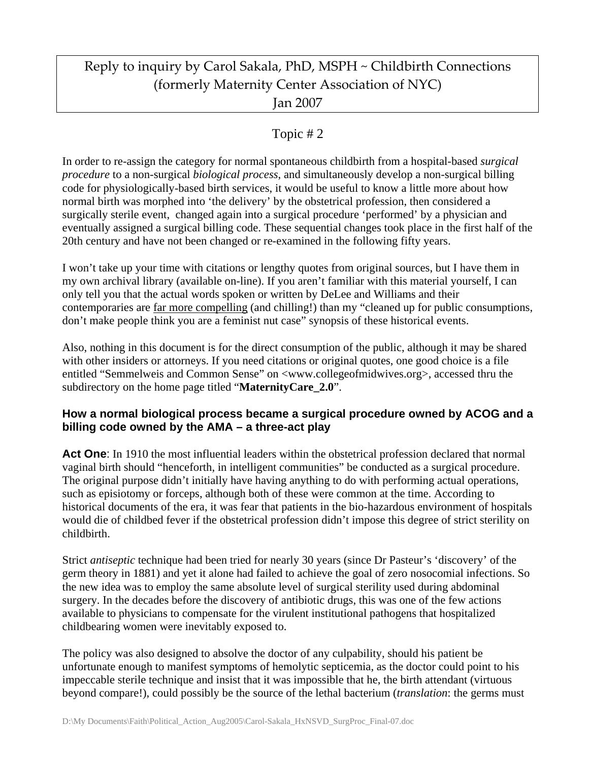# Reply to inquiry by Carol Sakala, PhD, MSPH ~ Childbirth Connections (formerly Maternity Center Association of NYC) Jan 2007

## Topic # 2

In order to re-assign the category for normal spontaneous childbirth from a hospital-based *surgical procedure* to a non-surgical *biological process*, and simultaneously develop a non-surgical billing code for physiologically-based birth services, it would be useful to know a little more about how normal birth was morphed into 'the delivery' by the obstetrical profession, then considered a surgically sterile event, changed again into a surgical procedure 'performed' by a physician and eventually assigned a surgical billing code. These sequential changes took place in the first half of the 20th century and have not been changed or re-examined in the following fifty years.

I won't take up your time with citations or lengthy quotes from original sources, but I have them in my own archival library (available on-line). If you aren't familiar with this material yourself, I can only tell you that the actual words spoken or written by DeLee and Williams and their contemporaries are <u>far more compelling</u> (and chilling!) than my "cleaned up for public consumptions, don't make people think you are a feminist nut case" synopsis of these historical events.

Also, nothing in this document is for the direct consumption of the public, although it may be shared with other insiders or attorneys. If you need citations or original quotes, one good choice is a file entitled "Semmelweis and Common Sense" on <www.collegeofmidwives.org>, accessed thru the subdirectory on the home page titled "**MaternityCare_2.0**".

### How a normal biological process became a surgical procedure owned by ACOG and a billing code owned by the AMA – a three-act play

**Act One**: In 1910 the most influential leaders within the obstetrical profession declared that normal vaginal birth should "henceforth, in intelligent communities" be conducted as a surgical procedure. The original purpose didn't initially have having anything to do with performing actual operations, such as episiotomy or forceps, although both of these were common at the time. According to historical documents of the era, it was fear that patients in the bio-hazardous environment of hospitals would die of childbed fever if the obstetrical profession didn't impose this degree of strict sterility on childbirth.

Strict *antiseptic* technique had been tried for nearly 30 years (since Dr Pasteur's 'discovery' of the germ theory in 1881) and yet it alone had failed to achieve the goal of zero nosocomial infections. So the new idea was to employ the same absolute level of surgical sterility used during abdominal surgery. In the decades before the discovery of antibiotic drugs, this was one of the few actions available to physicians to compensate for the virulent institutional pathogens that hospitalized childbearing women were inevitably exposed to.

The policy was also designed to absolve the doctor of any culpability, should his patient be unfortunate enough to manifest symptoms of hemolytic septicemia, as the doctor could point to his impeccable sterile technique and insist that it was impossible that he, the birth attendant (virtuous beyond compare!), could possibly be the source of the lethal bacterium (*translation*: the germs must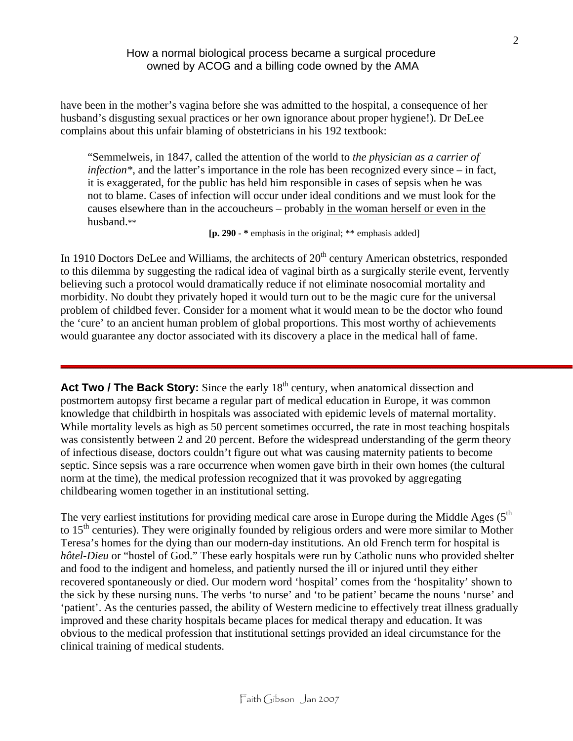have been in the mother's vagina before she was admitted to the hospital, a consequence of her husband's disgusting sexual practices or her own ignorance about proper hygiene!). Dr DeLee complains about this unfair blaming of obstetricians in his 192 textbook:

> "Semmelweis, in 1847, called the attention of the world to *the physician as a carrier of infection**, and the latter's importance in the role has been recognized every since – in fact, it is exaggerated, for the public has held him responsible in cases of sepsis when he was not to blame. Cases of infection will occur under ideal conditions and we must look for the causes elsewhere than in the accoucheurs – probably <u>in the woman herself or even in the husband.</u>**
>
> **[p. 290 - *** emphasis in the original; ** emphasis added]

In 1910 Doctors DeLee and Williams, the architects of 20th century American obstetrics, responded to this dilemma by suggesting the radical idea of vaginal birth as a surgically sterile event, fervently believing such a protocol would dramatically reduce if not eliminate nosocomial mortality and morbidity. No doubt they privately hoped it would turn out to be the magic cure for the universal problem of childbed fever. Consider for a moment what it would mean to be the doctor who found the 'cure' to an ancient human problem of global proportions. This most worthy of achievements would guarantee any doctor associated with its discovery a place in the medical hall of fame.

---

**Act Two / The Back Story:** Since the early 18th century, when anatomical dissection and postmortem autopsy first became a regular part of medical education in Europe, it was common knowledge that childbirth in hospitals was associated with epidemic levels of maternal mortality. While mortality levels as high as 50 percent sometimes occurred, the rate in most teaching hospitals was consistently between 2 and 20 percent. Before the widespread understanding of the germ theory of infectious disease, doctors couldn't figure out what was causing maternity patients to become septic. Since sepsis was a rare occurrence when women gave birth in their own homes (the cultural norm at the time), the medical profession recognized that it was provoked by aggregating childbearing women together in an institutional setting.

The very earliest institutions for providing medical care arose in Europe during the Middle Ages (5th to 15th centuries). They were originally founded by religious orders and were more similar to Mother Teresa's homes for the dying than our modern-day institutions. An old French term for hospital is *hôtel-Dieu* or "hostel of God." These early hospitals were run by Catholic nuns who provided shelter and food to the indigent and homeless, and patiently nursed the ill or injured until they either recovered spontaneously or died. Our modern word 'hospital' comes from the 'hospitality' shown to the sick by these nursing nuns. The verbs 'to nurse' and 'to be patient' became the nouns 'nurse' and 'patient'. As the centuries passed, the ability of Western medicine to effectively treat illness gradually improved and these charity hospitals became places for medical therapy and education. It was obvious to the medical profession that institutional settings provided an ideal circumstance for the clinical training of medical students.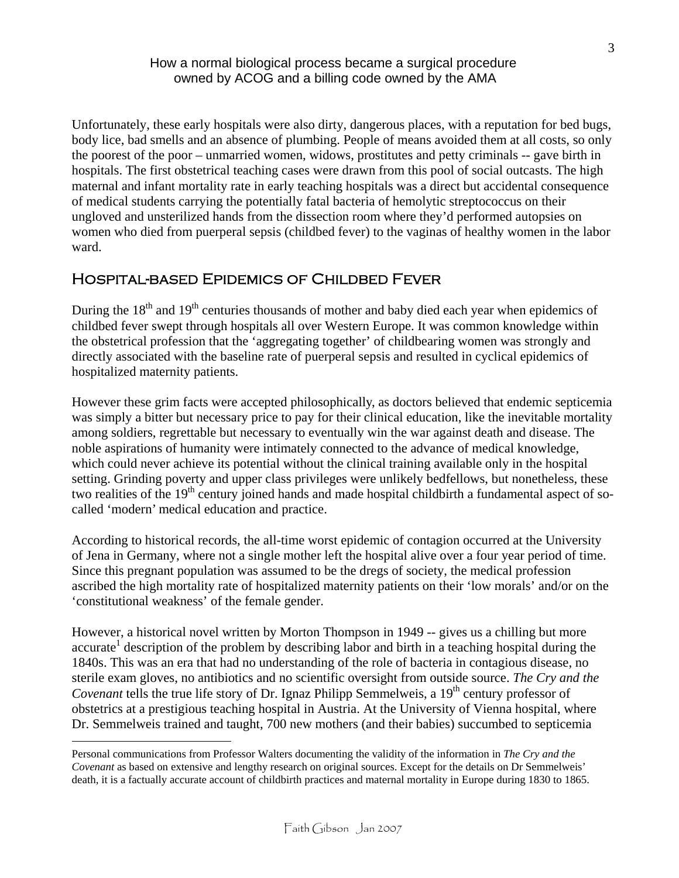Unfortunately, these early hospitals were also dirty, dangerous places, with a reputation for bed bugs, body lice, bad smells and an absence of plumbing. People of means avoided them at all costs, so only the poorest of the poor – unmarried women, widows, prostitutes and petty criminals -- gave birth in hospitals. The first obstetrical teaching cases were drawn from this pool of social outcasts. The high maternal and infant mortality rate in early teaching hospitals was a direct but accidental consequence of medical students carrying the potentially fatal bacteria of hemolytic streptococcus on their ungloved and unsterilized hands from the dissection room where they'd performed autopsies on women who died from puerperal sepsis (childbed fever) to the vaginas of healthy women in the labor ward.

## Hospital-based Epidemics of Childbed Fever

During the 18th and 19th centuries thousands of mother and baby died each year when epidemics of childbed fever swept through hospitals all over Western Europe. It was common knowledge within the obstetrical profession that the 'aggregating together' of childbearing women was strongly and directly associated with the baseline rate of puerperal sepsis and resulted in cyclical epidemics of hospitalized maternity patients.

However these grim facts were accepted philosophically, as doctors believed that endemic septicemia was simply a bitter but necessary price to pay for their clinical education, like the inevitable mortality among soldiers, regrettable but necessary to eventually win the war against death and disease. The noble aspirations of humanity were intimately connected to the advance of medical knowledge, which could never achieve its potential without the clinical training available only in the hospital setting. Grinding poverty and upper class privileges were unlikely bedfellows, but nonetheless, these two realities of the 19th century joined hands and made hospital childbirth a fundamental aspect of so-called 'modern' medical education and practice.

According to historical records, the all-time worst epidemic of contagion occurred at the University of Jena in Germany, where not a single mother left the hospital alive over a four year period of time. Since this pregnant population was assumed to be the dregs of society, the medical profession ascribed the high mortality rate of hospitalized maternity patients on their 'low morals' and/or on the 'constitutional weakness' of the female gender.

However, a historical novel written by Morton Thompson in 1949 -- gives us a chilling but more accurate[1] description of the problem by describing labor and birth in a teaching hospital during the 1840s. This was an era that had no understanding of the role of bacteria in contagious disease, no sterile exam gloves, no antibiotics and no scientific oversight from outside source. *The Cry and the Covenant* tells the true life story of Dr. Ignaz Philipp Semmelweis, a 19th century professor of obstetrics at a prestigious teaching hospital in Austria. At the University of Vienna hospital, where Dr. Semmelweis trained and taught, 700 new mothers (and their babies) succumbed to septicemia

---

[1] Personal communications from Professor Walters documenting the validity of the information in *The Cry and the Covenant* as based on extensive and lengthy research on original sources. Except for the details on Dr Semmelweis' death, it is a factually accurate account of childbirth practices and maternal mortality in Europe during 1830 to 1865.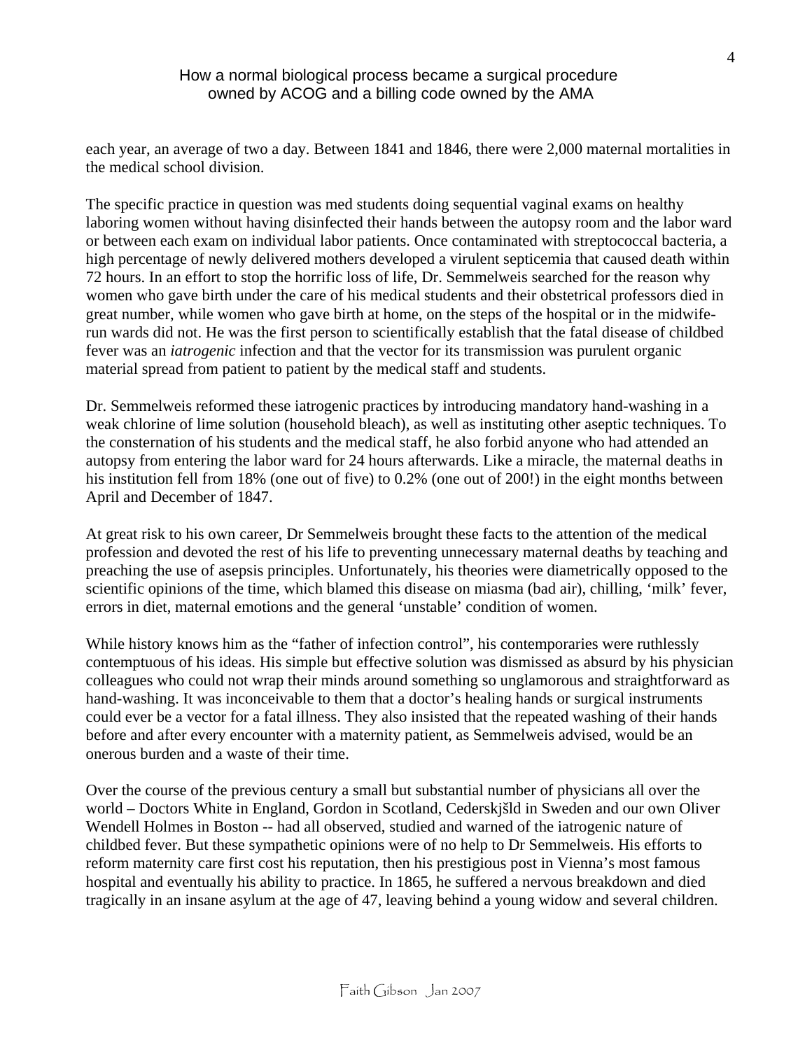each year, an average of two a day. Between 1841 and 1846, there were 2,000 maternal mortalities in the medical school division.

The specific practice in question was med students doing sequential vaginal exams on healthy laboring women without having disinfected their hands between the autopsy room and the labor ward or between each exam on individual labor patients. Once contaminated with streptococcal bacteria, a high percentage of newly delivered mothers developed a virulent septicemia that caused death within 72 hours. In an effort to stop the horrific loss of life, Dr. Semmelweis searched for the reason why women who gave birth under the care of his medical students and their obstetrical professors died in great number, while women who gave birth at home, on the steps of the hospital or in the midwife-run wards did not. He was the first person to scientifically establish that the fatal disease of childbed fever was an *iatrogenic* infection and that the vector for its transmission was purulent organic material spread from patient to patient by the medical staff and students.

Dr. Semmelweis reformed these iatrogenic practices by introducing mandatory hand-washing in a weak chlorine of lime solution (household bleach), as well as instituting other aseptic techniques. To the consternation of his students and the medical staff, he also forbid anyone who had attended an autopsy from entering the labor ward for 24 hours afterwards. Like a miracle, the maternal deaths in his institution fell from 18% (one out of five) to 0.2% (one out of 200!) in the eight months between April and December of 1847.

At great risk to his own career, Dr Semmelweis brought these facts to the attention of the medical profession and devoted the rest of his life to preventing unnecessary maternal deaths by teaching and preaching the use of asepsis principles. Unfortunately, his theories were diametrically opposed to the scientific opinions of the time, which blamed this disease on miasma (bad air), chilling, 'milk' fever, errors in diet, maternal emotions and the general 'unstable' condition of women.

While history knows him as the "father of infection control", his contemporaries were ruthlessly contemptuous of his ideas. His simple but effective solution was dismissed as absurd by his physician colleagues who could not wrap their minds around something so unglamorous and straightforward as hand-washing. It was inconceivable to them that a doctor's healing hands or surgical instruments could ever be a vector for a fatal illness. They also insisted that the repeated washing of their hands before and after every encounter with a maternity patient, as Semmelweis advised, would be an onerous burden and a waste of their time.

Over the course of the previous century a small but substantial number of physicians all over the world – Doctors White in England, Gordon in Scotland, Cederskjšld in Sweden and our own Oliver Wendell Holmes in Boston -- had all observed, studied and warned of the iatrogenic nature of childbed fever. But these sympathetic opinions were of no help to Dr Semmelweis. His efforts to reform maternity care first cost his reputation, then his prestigious post in Vienna's most famous hospital and eventually his ability to practice. In 1865, he suffered a nervous breakdown and died tragically in an insane asylum at the age of 47, leaving behind a young widow and several children.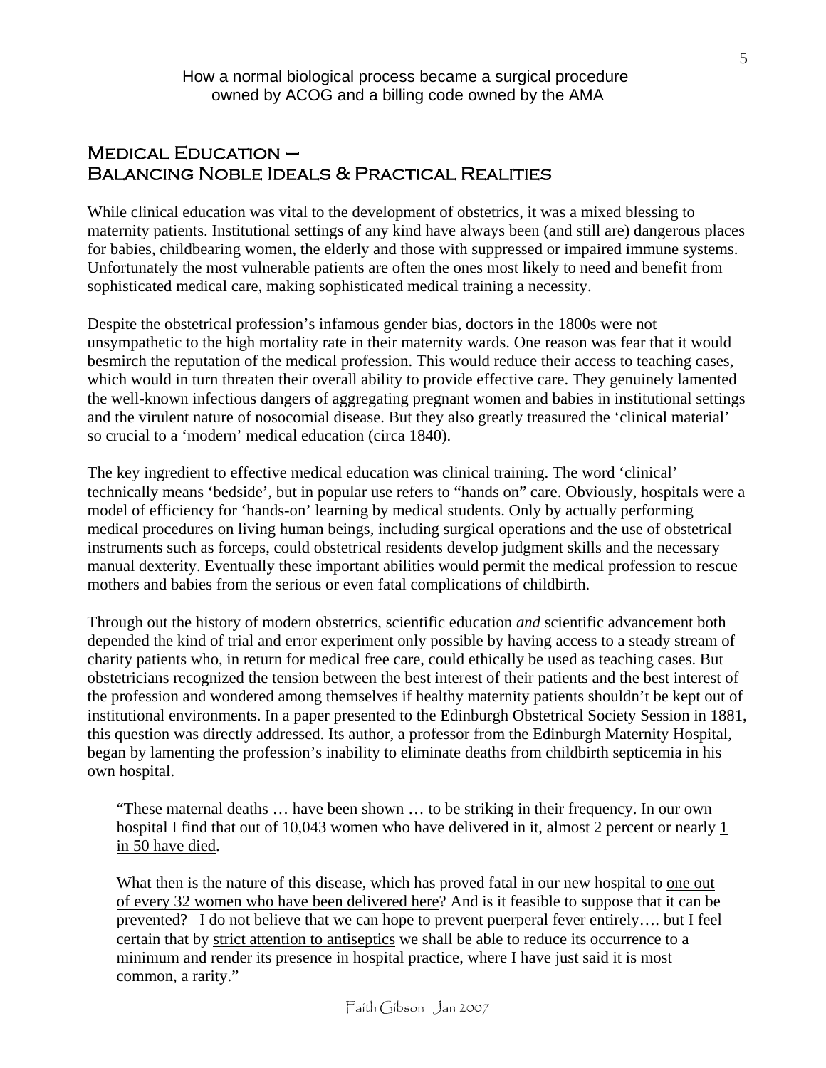## Medical Education – Balancing Noble Ideals & Practical Realities

While clinical education was vital to the development of obstetrics, it was a mixed blessing to maternity patients. Institutional settings of any kind have always been (and still are) dangerous places for babies, childbearing women, the elderly and those with suppressed or impaired immune systems. Unfortunately the most vulnerable patients are often the ones most likely to need and benefit from sophisticated medical care, making sophisticated medical training a necessity.

Despite the obstetrical profession's infamous gender bias, doctors in the 1800s were not unsympathetic to the high mortality rate in their maternity wards. One reason was fear that it would besmirch the reputation of the medical profession. This would reduce their access to teaching cases, which would in turn threaten their overall ability to provide effective care. They genuinely lamented the well-known infectious dangers of aggregating pregnant women and babies in institutional settings and the virulent nature of nosocomial disease. But they also greatly treasured the 'clinical material' so crucial to a 'modern' medical education (circa 1840).

The key ingredient to effective medical education was clinical training. The word 'clinical' technically means 'bedside', but in popular use refers to "hands on" care. Obviously, hospitals were a model of efficiency for 'hands-on' learning by medical students. Only by actually performing medical procedures on living human beings, including surgical operations and the use of obstetrical instruments such as forceps, could obstetrical residents develop judgment skills and the necessary manual dexterity. Eventually these important abilities would permit the medical profession to rescue mothers and babies from the serious or even fatal complications of childbirth.

Through out the history of modern obstetrics, scientific education *and* scientific advancement both depended the kind of trial and error experiment only possible by having access to a steady stream of charity patients who, in return for medical free care, could ethically be used as teaching cases. But obstetricians recognized the tension between the best interest of their patients and the best interest of the profession and wondered among themselves if healthy maternity patients shouldn't be kept out of institutional environments. In a paper presented to the Edinburgh Obstetrical Society Session in 1881, this question was directly addressed. Its author, a professor from the Edinburgh Maternity Hospital, began by lamenting the profession's inability to eliminate deaths from childbirth septicemia in his own hospital.

> "These maternal deaths … have been shown … to be striking in their frequency. In our own hospital I find that out of 10,043 women who have delivered in it, almost 2 percent or nearly 1 in 50 have died.
>
> What then is the nature of this disease, which has proved fatal in our new hospital to one out of every 32 women who have been delivered here? And is it feasible to suppose that it can be prevented? I do not believe that we can hope to prevent puerperal fever entirely…. but I feel certain that by strict attention to antiseptics we shall be able to reduce its occurrence to a minimum and render its presence in hospital practice, where I have just said it is most common, a rarity."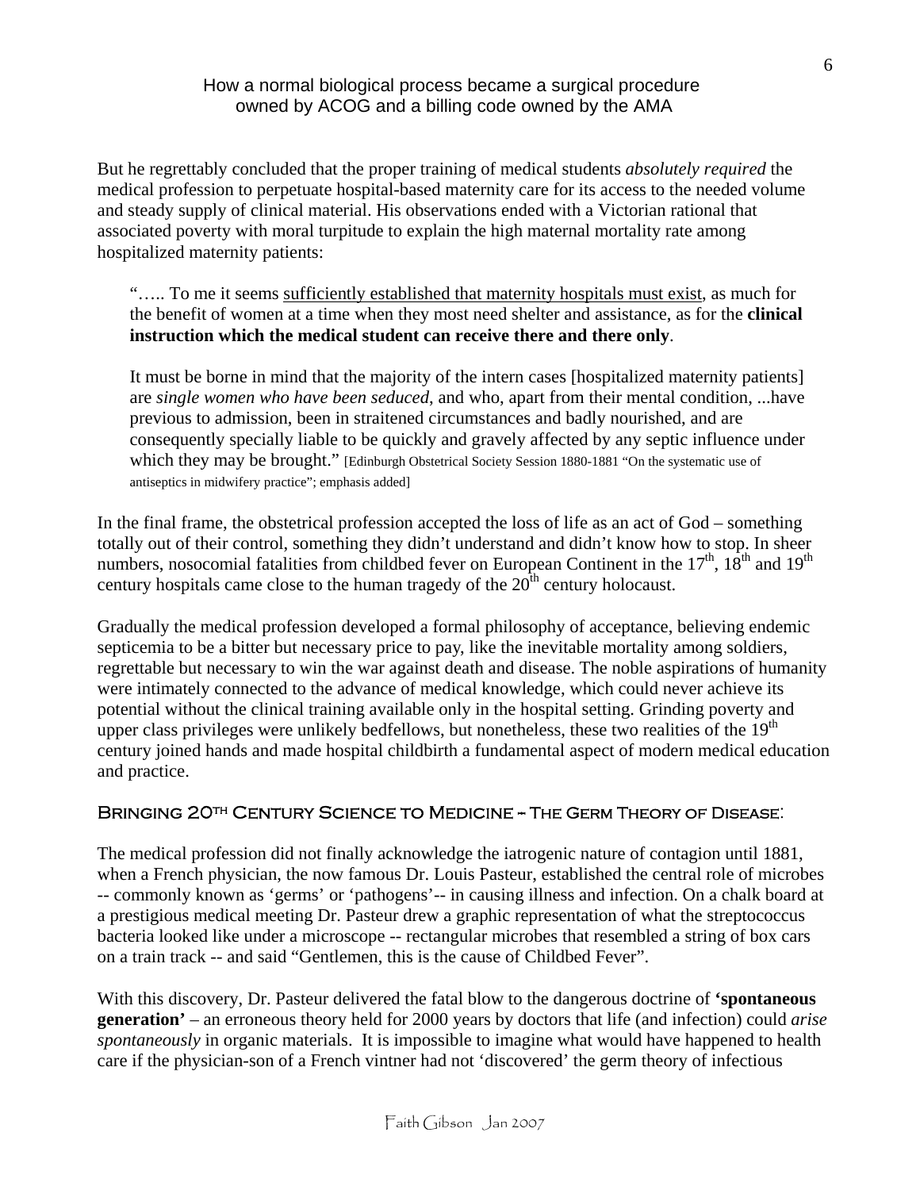But he regrettably concluded that the proper training of medical students *absolutely required* the medical profession to perpetuate hospital-based maternity care for its access to the needed volume and steady supply of clinical material. His observations ended with a Victorian rational that associated poverty with moral turpitude to explain the high maternal mortality rate among hospitalized maternity patients:

> "….. To me it seems sufficiently established that maternity hospitals must exist, as much for the benefit of women at a time when they most need shelter and assistance, as for the **clinical instruction which the medical student can receive there and there only**.
>
> It must be borne in mind that the majority of the intern cases [hospitalized maternity patients] are *single women who have been seduced*, and who, apart from their mental condition, ...have previous to admission, been in straitened circumstances and badly nourished, and are consequently specially liable to be quickly and gravely affected by any septic influence under which they may be brought." [Edinburgh Obstetrical Society Session 1880-1881 "On the systematic use of antiseptics in midwifery practice"; emphasis added]

In the final frame, the obstetrical profession accepted the loss of life as an act of God – something totally out of their control, something they didn't understand and didn't know how to stop. In sheer numbers, nosocomial fatalities from childbed fever on European Continent in the 17th, 18th and 19th century hospitals came close to the human tragedy of the 20th century holocaust.

Gradually the medical profession developed a formal philosophy of acceptance, believing endemic septicemia to be a bitter but necessary price to pay, like the inevitable mortality among soldiers, regrettable but necessary to win the war against death and disease. The noble aspirations of humanity were intimately connected to the advance of medical knowledge, which could never achieve its potential without the clinical training available only in the hospital setting. Grinding poverty and upper class privileges were unlikely bedfellows, but nonetheless, these two realities of the 19th century joined hands and made hospital childbirth a fundamental aspect of modern medical education and practice.

## Bringing 20th Century Science to Medicine -- The Germ Theory of Disease:

The medical profession did not finally acknowledge the iatrogenic nature of contagion until 1881, when a French physician, the now famous Dr. Louis Pasteur, established the central role of microbes -- commonly known as 'germs' or 'pathogens'-- in causing illness and infection. On a chalk board at a prestigious medical meeting Dr. Pasteur drew a graphic representation of what the streptococcus bacteria looked like under a microscope -- rectangular microbes that resembled a string of box cars on a train track -- and said "Gentlemen, this is the cause of Childbed Fever".

With this discovery, Dr. Pasteur delivered the fatal blow to the dangerous doctrine of **'spontaneous generation'** – an erroneous theory held for 2000 years by doctors that life (and infection) could *arise spontaneously* in organic materials. It is impossible to imagine what would have happened to health care if the physician-son of a French vintner had not 'discovered' the germ theory of infectious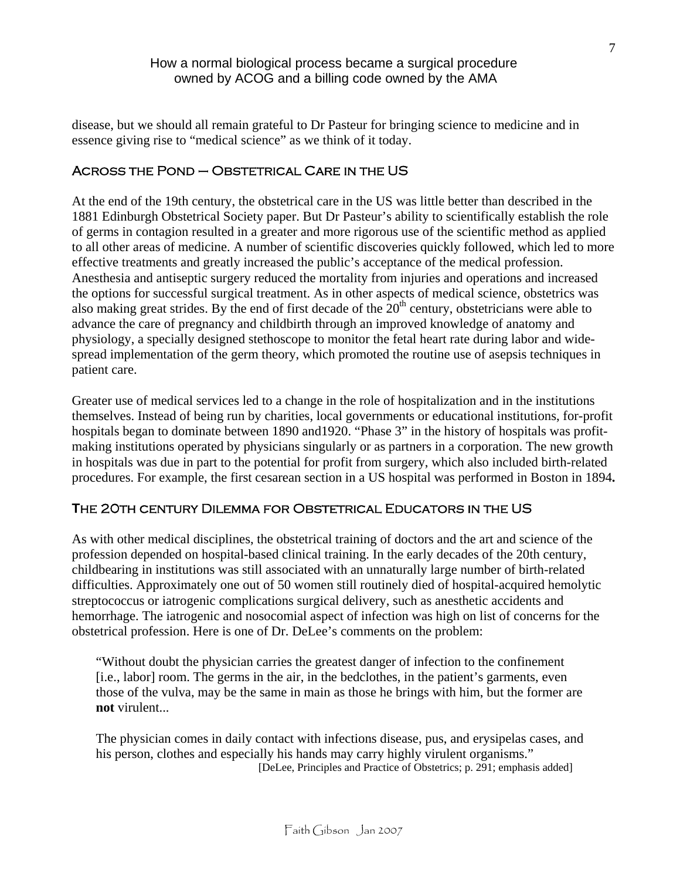disease, but we should all remain grateful to Dr Pasteur for bringing science to medicine and in essence giving rise to "medical science" as we think of it today.

## Across the Pond – Obstetrical Care in the US

At the end of the 19th century, the obstetrical care in the US was little better than described in the 1881 Edinburgh Obstetrical Society paper. But Dr Pasteur's ability to scientifically establish the role of germs in contagion resulted in a greater and more rigorous use of the scientific method as applied to all other areas of medicine. A number of scientific discoveries quickly followed, which led to more effective treatments and greatly increased the public's acceptance of the medical profession. Anesthesia and antiseptic surgery reduced the mortality from injuries and operations and increased the options for successful surgical treatment. As in other aspects of medical science, obstetrics was also making great strides. By the end of first decade of the 20th century, obstetricians were able to advance the care of pregnancy and childbirth through an improved knowledge of anatomy and physiology, a specially designed stethoscope to monitor the fetal heart rate during labor and wide-spread implementation of the germ theory, which promoted the routine use of asepsis techniques in patient care.

Greater use of medical services led to a change in the role of hospitalization and in the institutions themselves. Instead of being run by charities, local governments or educational institutions, for-profit hospitals began to dominate between 1890 and1920. "Phase 3" in the history of hospitals was profit-making institutions operated by physicians singularly or as partners in a corporation. The new growth in hospitals was due in part to the potential for profit from surgery, which also included birth-related procedures. For example, the first cesarean section in a US hospital was performed in Boston in 1894**.**

## The 20th century Dilemma for Obstetrical Educators in the US

As with other medical disciplines, the obstetrical training of doctors and the art and science of the profession depended on hospital-based clinical training. In the early decades of the 20th century, childbearing in institutions was still associated with an unnaturally large number of birth-related difficulties. Approximately one out of 50 women still routinely died of hospital-acquired hemolytic streptococcus or iatrogenic complications surgical delivery, such as anesthetic accidents and hemorrhage. The iatrogenic and nosocomial aspect of infection was high on list of concerns for the obstetrical profession. Here is one of Dr. DeLee's comments on the problem:

> "Without doubt the physician carries the greatest danger of infection to the confinement [i.e., labor] room. The germs in the air, in the bedclothes, in the patient's garments, even those of the vulva, may be the same in main as those he brings with him, but the former are **not** virulent...
>
> The physician comes in daily contact with infections disease, pus, and erysipelas cases, and his person, clothes and especially his hands may carry highly virulent organisms."
>
> [DeLee, Principles and Practice of Obstetrics; p. 291; emphasis added]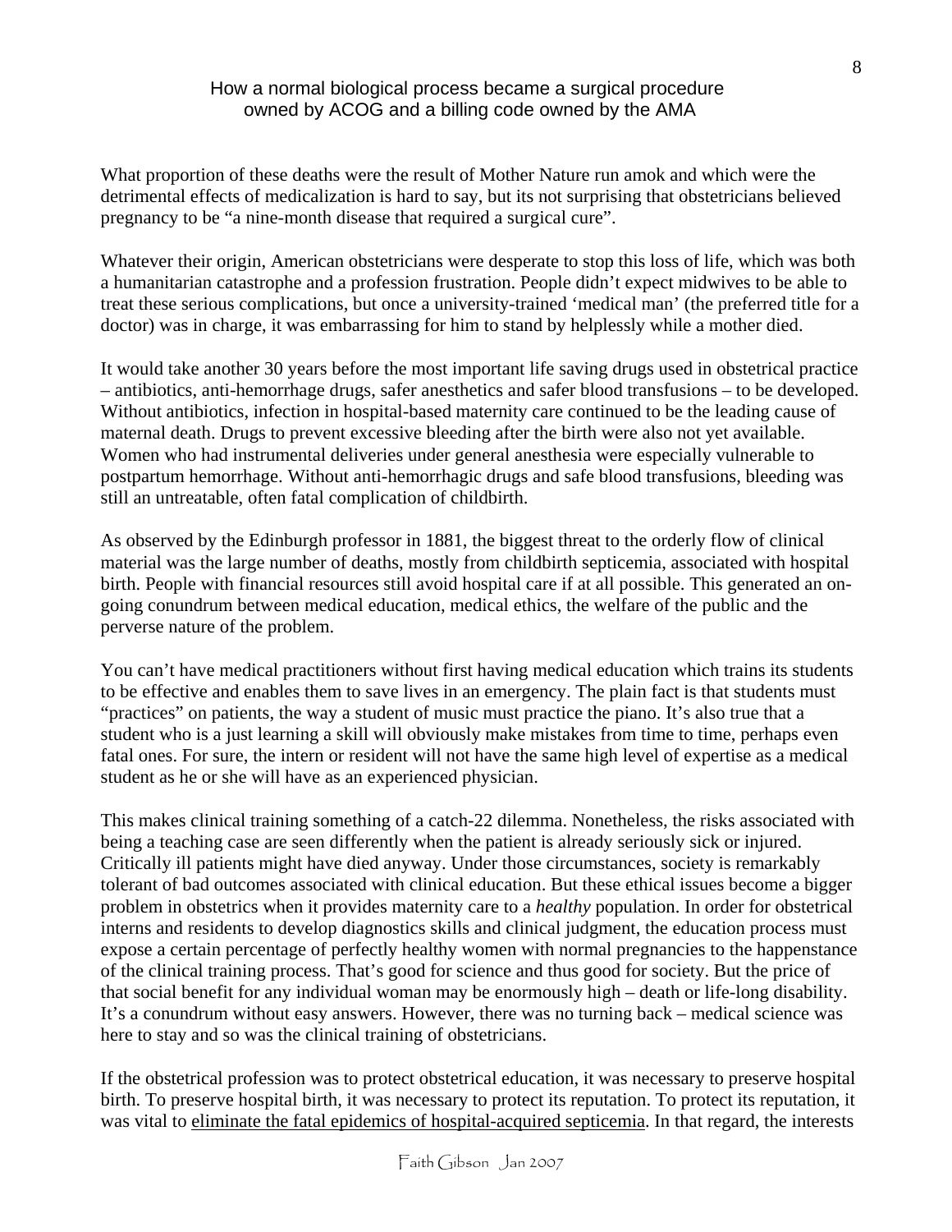What proportion of these deaths were the result of Mother Nature run amok and which were the detrimental effects of medicalization is hard to say, but its not surprising that obstetricians believed pregnancy to be "a nine-month disease that required a surgical cure".

Whatever their origin, American obstetricians were desperate to stop this loss of life, which was both a humanitarian catastrophe and a profession frustration. People didn't expect midwives to be able to treat these serious complications, but once a university-trained 'medical man' (the preferred title for a doctor) was in charge, it was embarrassing for him to stand by helplessly while a mother died.

It would take another 30 years before the most important life saving drugs used in obstetrical practice – antibiotics, anti-hemorrhage drugs, safer anesthetics and safer blood transfusions – to be developed. Without antibiotics, infection in hospital-based maternity care continued to be the leading cause of maternal death. Drugs to prevent excessive bleeding after the birth were also not yet available. Women who had instrumental deliveries under general anesthesia were especially vulnerable to postpartum hemorrhage. Without anti-hemorrhagic drugs and safe blood transfusions, bleeding was still an untreatable, often fatal complication of childbirth.

As observed by the Edinburgh professor in 1881, the biggest threat to the orderly flow of clinical material was the large number of deaths, mostly from childbirth septicemia, associated with hospital birth. People with financial resources still avoid hospital care if at all possible. This generated an on-going conundrum between medical education, medical ethics, the welfare of the public and the perverse nature of the problem.

You can't have medical practitioners without first having medical education which trains its students to be effective and enables them to save lives in an emergency. The plain fact is that students must "practices" on patients, the way a student of music must practice the piano. It's also true that a student who is a just learning a skill will obviously make mistakes from time to time, perhaps even fatal ones. For sure, the intern or resident will not have the same high level of expertise as a medical student as he or she will have as an experienced physician.

This makes clinical training something of a catch-22 dilemma. Nonetheless, the risks associated with being a teaching case are seen differently when the patient is already seriously sick or injured. Critically ill patients might have died anyway. Under those circumstances, society is remarkably tolerant of bad outcomes associated with clinical education. But these ethical issues become a bigger problem in obstetrics when it provides maternity care to a *healthy* population. In order for obstetrical interns and residents to develop diagnostics skills and clinical judgment, the education process must expose a certain percentage of perfectly healthy women with normal pregnancies to the happenstance of the clinical training process. That's good for science and thus good for society. But the price of that social benefit for any individual woman may be enormously high – death or life-long disability. It's a conundrum without easy answers. However, there was no turning back – medical science was here to stay and so was the clinical training of obstetricians.

If the obstetrical profession was to protect obstetrical education, it was necessary to preserve hospital birth. To preserve hospital birth, it was necessary to protect its reputation. To protect its reputation, it was vital to <u>eliminate the fatal epidemics of hospital-acquired septicemia</u>. In that regard, the interests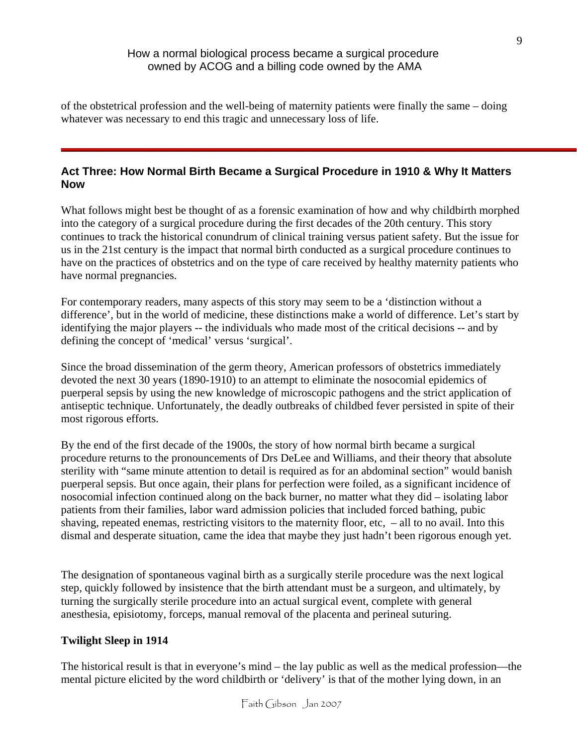of the obstetrical profession and the well-being of maternity patients were finally the same – doing whatever was necessary to end this tragic and unnecessary loss of life.

---

## Act Three: How Normal Birth Became a Surgical Procedure in 1910 & Why It Matters Now

What follows might best be thought of as a forensic examination of how and why childbirth morphed into the category of a surgical procedure during the first decades of the 20th century. This story continues to track the historical conundrum of clinical training versus patient safety. But the issue for us in the 21st century is the impact that normal birth conducted as a surgical procedure continues to have on the practices of obstetrics and on the type of care received by healthy maternity patients who have normal pregnancies.

For contemporary readers, many aspects of this story may seem to be a 'distinction without a difference', but in the world of medicine, these distinctions make a world of difference. Let's start by identifying the major players -- the individuals who made most of the critical decisions -- and by defining the concept of 'medical' versus 'surgical'.

Since the broad dissemination of the germ theory, American professors of obstetrics immediately devoted the next 30 years (1890-1910) to an attempt to eliminate the nosocomial epidemics of puerperal sepsis by using the new knowledge of microscopic pathogens and the strict application of antiseptic technique. Unfortunately, the deadly outbreaks of childbed fever persisted in spite of their most rigorous efforts.

By the end of the first decade of the 1900s, the story of how normal birth became a surgical procedure returns to the pronouncements of Drs DeLee and Williams, and their theory that absolute sterility with "same minute attention to detail is required as for an abdominal section" would banish puerperal sepsis. But once again, their plans for perfection were foiled, as a significant incidence of nosocomial infection continued along on the back burner, no matter what they did – isolating labor patients from their families, labor ward admission policies that included forced bathing, pubic shaving, repeated enemas, restricting visitors to the maternity floor, etc, – all to no avail. Into this dismal and desperate situation, came the idea that maybe they just hadn't been rigorous enough yet.

The designation of spontaneous vaginal birth as a surgically sterile procedure was the next logical step, quickly followed by insistence that the birth attendant must be a surgeon, and ultimately, by turning the surgically sterile procedure into an actual surgical event, complete with general anesthesia, episiotomy, forceps, manual removal of the placenta and perineal suturing.

### Twilight Sleep in 1914

The historical result is that in everyone's mind – the lay public as well as the medical profession—the mental picture elicited by the word childbirth or 'delivery' is that of the mother lying down, in an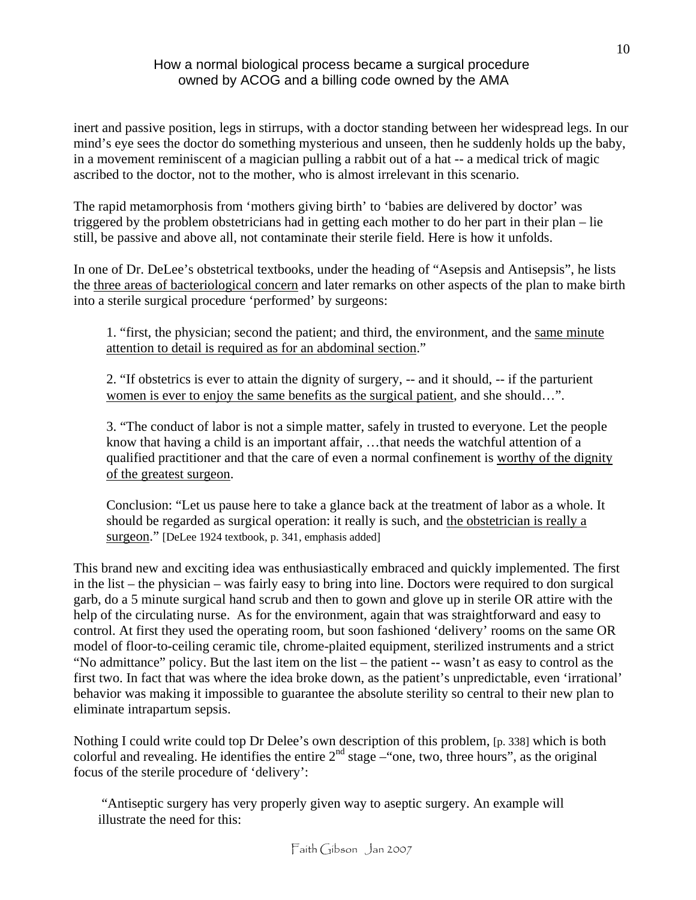inert and passive position, legs in stirrups, with a doctor standing between her widespread legs. In our mind's eye sees the doctor do something mysterious and unseen, then he suddenly holds up the baby, in a movement reminiscent of a magician pulling a rabbit out of a hat -- a medical trick of magic ascribed to the doctor, not to the mother, who is almost irrelevant in this scenario.

The rapid metamorphosis from 'mothers giving birth' to 'babies are delivered by doctor' was triggered by the problem obstetricians had in getting each mother to do her part in their plan – lie still, be passive and above all, not contaminate their sterile field. Here is how it unfolds.

In one of Dr. DeLee's obstetrical textbooks, under the heading of "Asepsis and Antisepsis", he lists the <u>three areas of bacteriological concern</u> and later remarks on other aspects of the plan to make birth into a sterile surgical procedure 'performed' by surgeons:

> 1. "first, the physician; second the patient; and third, the environment, and the <u>same minute attention to detail is required as for an abdominal section</u>."
>
> 2. "If obstetrics is ever to attain the dignity of surgery, -- and it should, -- if the parturient <u>women is ever to enjoy the same benefits as the surgical patient</u>, and she should…".
>
> 3. "The conduct of labor is not a simple matter, safely in trusted to everyone. Let the people know that having a child is an important affair, …that needs the watchful attention of a qualified practitioner and that the care of even a normal confinement is <u>worthy of the dignity of the greatest surgeon</u>.
>
> Conclusion: "Let us pause here to take a glance back at the treatment of labor as a whole. It should be regarded as surgical operation: it really is such, and <u>the obstetrician is really a surgeon</u>." [DeLee 1924 textbook, p. 341, emphasis added]

This brand new and exciting idea was enthusiastically embraced and quickly implemented. The first in the list – the physician – was fairly easy to bring into line. Doctors were required to don surgical garb, do a 5 minute surgical hand scrub and then to gown and glove up in sterile OR attire with the help of the circulating nurse. As for the environment, again that was straightforward and easy to control. At first they used the operating room, but soon fashioned 'delivery' rooms on the same OR model of floor-to-ceiling ceramic tile, chrome-plaited equipment, sterilized instruments and a strict "No admittance" policy. But the last item on the list – the patient -- wasn't as easy to control as the first two. In fact that was where the idea broke down, as the patient's unpredictable, even 'irrational' behavior was making it impossible to guarantee the absolute sterility so central to their new plan to eliminate intrapartum sepsis.

Nothing I could write could top Dr Delee's own description of this problem, [p. 338] which is both colorful and revealing. He identifies the entire 2nd stage –"one, two, three hours", as the original focus of the sterile procedure of 'delivery':

> "Antiseptic surgery has very properly given way to aseptic surgery. An example will illustrate the need for this: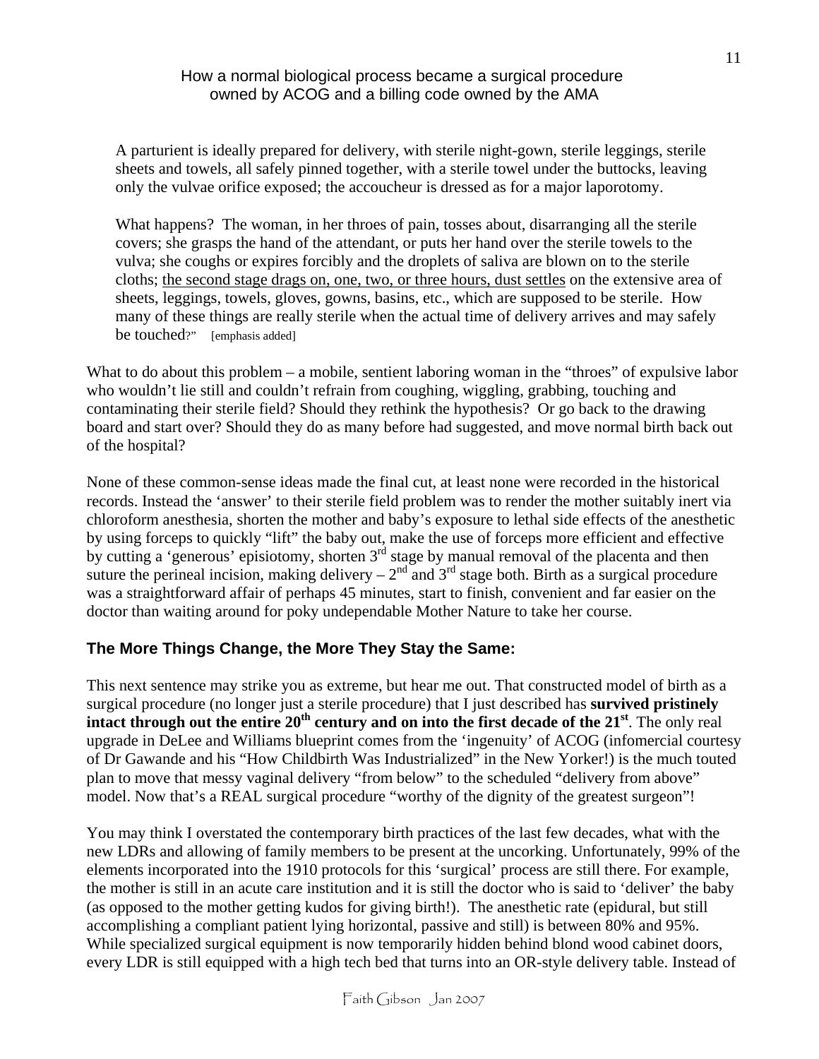A parturient is ideally prepared for delivery, with sterile night-gown, sterile leggings, sterile sheets and towels, all safely pinned together, with a sterile towel under the buttocks, leaving only the vulvae orifice exposed; the accoucheur is dressed as for a major laporotomy.

What happens? The woman, in her throes of pain, tosses about, disarranging all the sterile covers; she grasps the hand of the attendant, or puts her hand over the sterile towels to the vulva; she coughs or expires forcibly and the droplets of saliva are blown on to the sterile cloths; <u>the second stage drags on, one, two, or three hours, dust settles</u> on the extensive area of sheets, leggings, towels, gloves, gowns, basins, etc., which are supposed to be sterile. How many of these things are really sterile when the actual time of delivery arrives and may safely be touched?" [emphasis added]

What to do about this problem – a mobile, sentient laboring woman in the "throes" of expulsive labor who wouldn't lie still and couldn't refrain from coughing, wiggling, grabbing, touching and contaminating their sterile field? Should they rethink the hypothesis? Or go back to the drawing board and start over? Should they do as many before had suggested, and move normal birth back out of the hospital?

None of these common-sense ideas made the final cut, at least none were recorded in the historical records. Instead the 'answer' to their sterile field problem was to render the mother suitably inert via chloroform anesthesia, shorten the mother and baby's exposure to lethal side effects of the anesthetic by using forceps to quickly "lift" the baby out, make the use of forceps more efficient and effective by cutting a 'generous' episiotomy, shorten 3rd stage by manual removal of the placenta and then suture the perineal incision, making delivery – 2nd and 3rd stage both. Birth as a surgical procedure was a straightforward affair of perhaps 45 minutes, start to finish, convenient and far easier on the doctor than waiting around for poky undependable Mother Nature to take her course.

## The More Things Change, the More They Stay the Same:

This next sentence may strike you as extreme, but hear me out. That constructed model of birth as a surgical procedure (no longer just a sterile procedure) that I just described has **survived pristinely intact through out the entire 20th century and on into the first decade of the 21st**. The only real upgrade in DeLee and Williams blueprint comes from the 'ingenuity' of ACOG (infomercial courtesy of Dr Gawande and his "How Childbirth Was Industrialized" in the New Yorker!) is the much touted plan to move that messy vaginal delivery "from below" to the scheduled "delivery from above" model. Now that's a REAL surgical procedure "worthy of the dignity of the greatest surgeon"!

You may think I overstated the contemporary birth practices of the last few decades, what with the new LDRs and allowing of family members to be present at the uncorking. Unfortunately, 99% of the elements incorporated into the 1910 protocols for this 'surgical' process are still there. For example, the mother is still in an acute care institution and it is still the doctor who is said to 'deliver' the baby (as opposed to the mother getting kudos for giving birth!). The anesthetic rate (epidural, but still accomplishing a compliant patient lying horizontal, passive and still) is between 80% and 95%. While specialized surgical equipment is now temporarily hidden behind blond wood cabinet doors, every LDR is still equipped with a high tech bed that turns into an OR-style delivery table. Instead of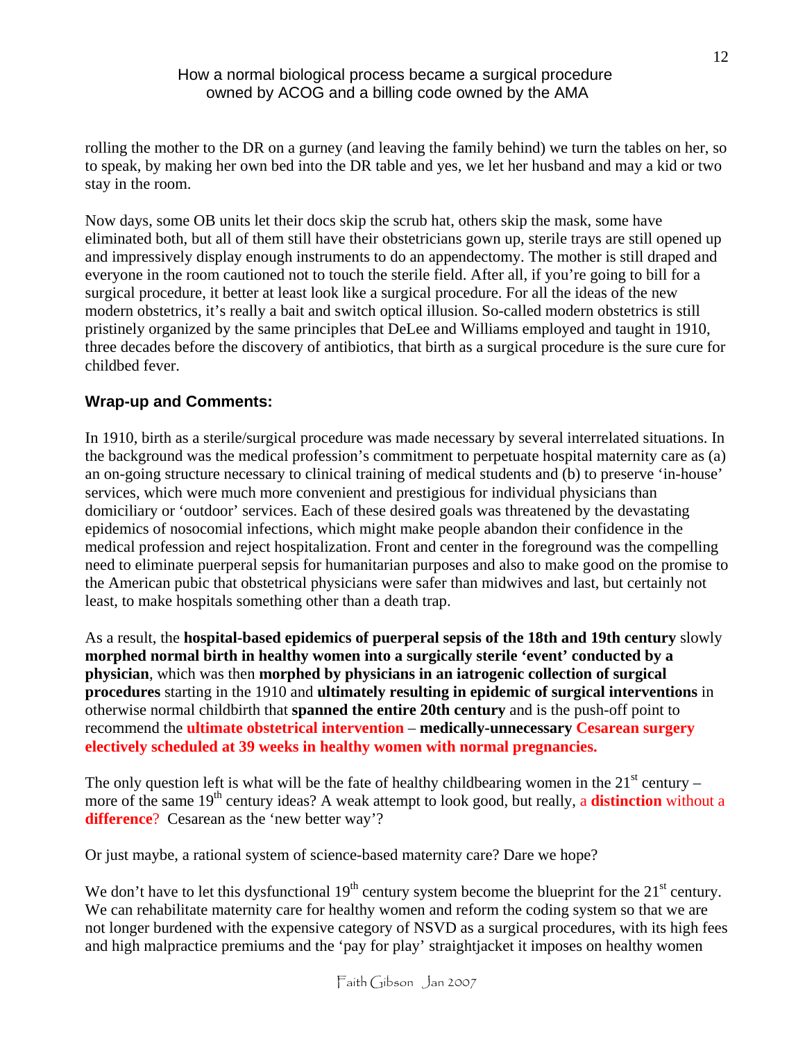rolling the mother to the DR on a gurney (and leaving the family behind) we turn the tables on her, so to speak, by making her own bed into the DR table and yes, we let her husband and may a kid or two stay in the room.

Now days, some OB units let their docs skip the scrub hat, others skip the mask, some have eliminated both, but all of them still have their obstetricians gown up, sterile trays are still opened up and impressively display enough instruments to do an appendectomy. The mother is still draped and everyone in the room cautioned not to touch the sterile field. After all, if you're going to bill for a surgical procedure, it better at least look like a surgical procedure. For all the ideas of the new modern obstetrics, it's really a bait and switch optical illusion. So-called modern obstetrics is still pristinely organized by the same principles that DeLee and Williams employed and taught in 1910, three decades before the discovery of antibiotics, that birth as a surgical procedure is the sure cure for childbed fever.

## Wrap-up and Comments:

In 1910, birth as a sterile/surgical procedure was made necessary by several interrelated situations. In the background was the medical profession's commitment to perpetuate hospital maternity care as (a) an on-going structure necessary to clinical training of medical students and (b) to preserve 'in-house' services, which were much more convenient and prestigious for individual physicians than domiciliary or 'outdoor' services. Each of these desired goals was threatened by the devastating epidemics of nosocomial infections, which might make people abandon their confidence in the medical profession and reject hospitalization. Front and center in the foreground was the compelling need to eliminate puerperal sepsis for humanitarian purposes and also to make good on the promise to the American pubic that obstetrical physicians were safer than midwives and last, but certainly not least, to make hospitals something other than a death trap.

As a result, the **hospital-based epidemics of puerperal sepsis of the 18th and 19th century** slowly **morphed normal birth in healthy women into a surgically sterile 'event' conducted by a physician**, which was then **morphed by physicians in an iatrogenic collection of surgical procedures** starting in the 1910 and **ultimately resulting in epidemic of surgical interventions** in otherwise normal childbirth that **spanned the entire 20th century** and is the push-off point to recommend the **ultimate obstetrical intervention** – **medically-unnecessary Cesarean surgery electively scheduled at 39 weeks in healthy women with normal pregnancies.**

The only question left is what will be the fate of healthy childbearing women in the 21st century – more of the same 19th century ideas? A weak attempt to look good, but really, a **distinction** without a **difference**? Cesarean as the 'new better way'?

Or just maybe, a rational system of science-based maternity care? Dare we hope?

We don't have to let this dysfunctional 19th century system become the blueprint for the 21st century. We can rehabilitate maternity care for healthy women and reform the coding system so that we are not longer burdened with the expensive category of NSVD as a surgical procedures, with its high fees and high malpractice premiums and the 'pay for play' straightjacket it imposes on healthy women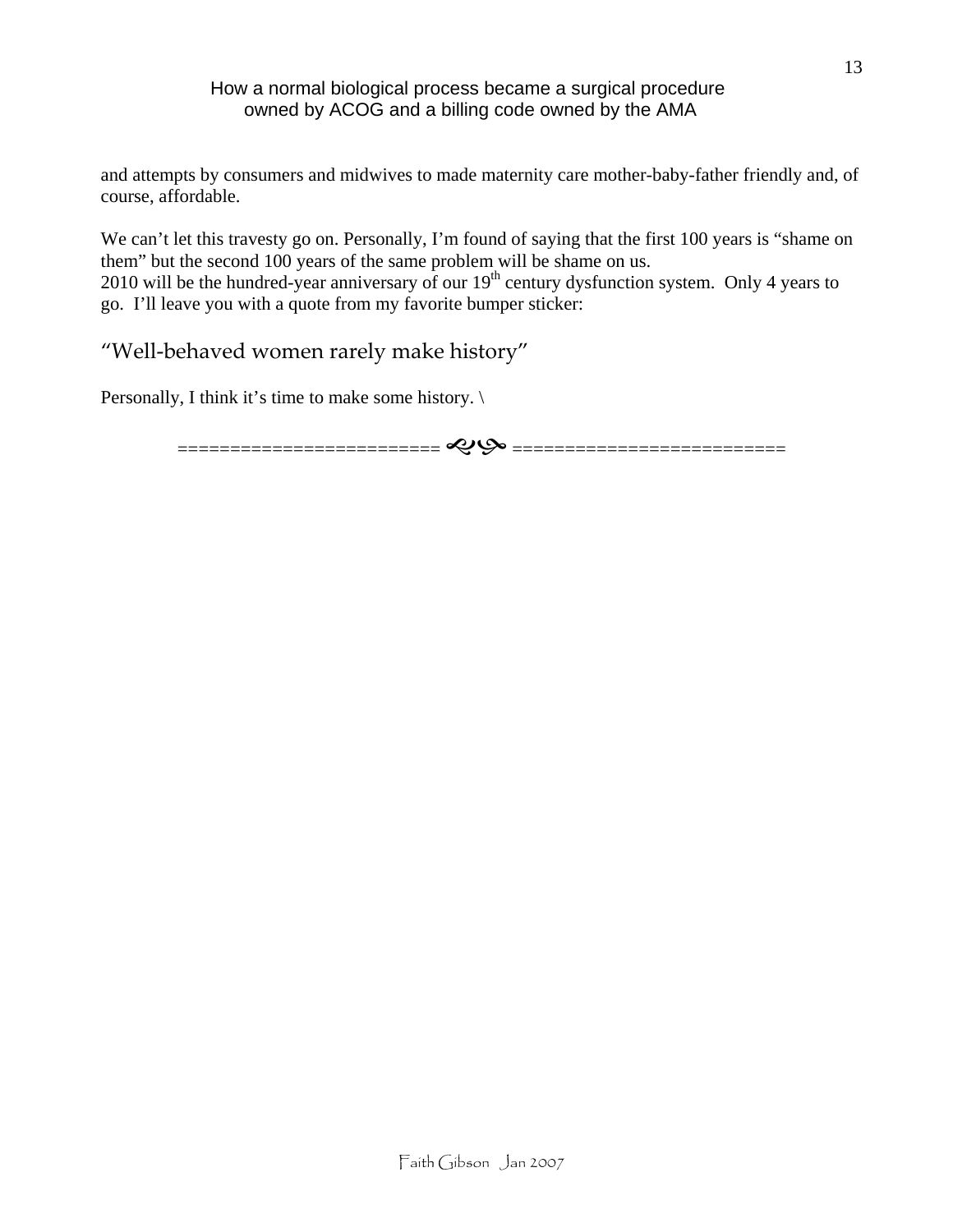and attempts by consumers and midwives to made maternity care mother-baby-father friendly and, of course, affordable.

We can't let this travesty go on. Personally, I'm found of saying that the first 100 years is "shame on them" but the second 100 years of the same problem will be shame on us.
2010 will be the hundred-year anniversary of our 19th century dysfunction system. Only 4 years to go. I'll leave you with a quote from my favorite bumper sticker:

"Well-behaved women rarely make history"

Personally, I think it's time to make some history. \

======================== ~~ ========================